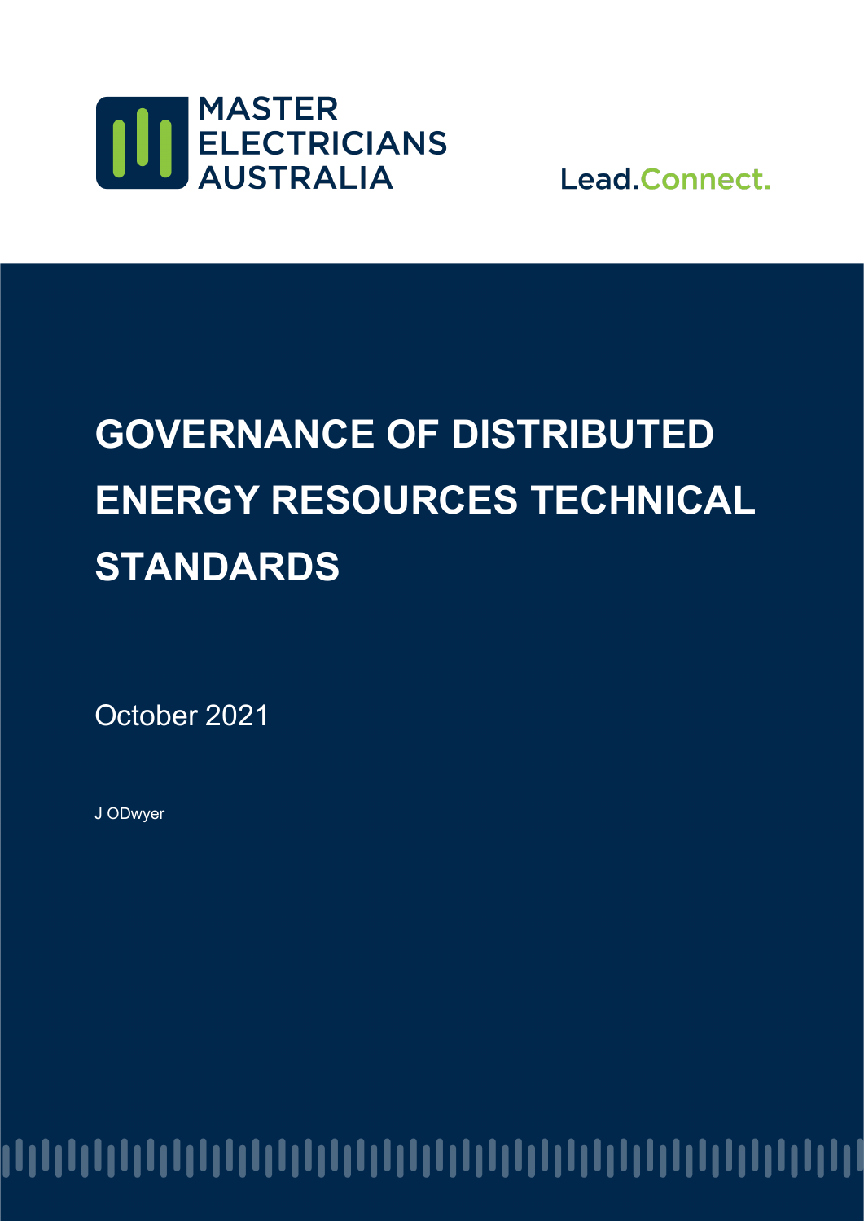MASTER ELECTRICIANS AUSTRALIA

Lead.Connect.

# GOVERNANCE OF DISTRIBUTED ENERGY RESOURCES TECHNICAL STANDARDS

October 2021

J ODwyer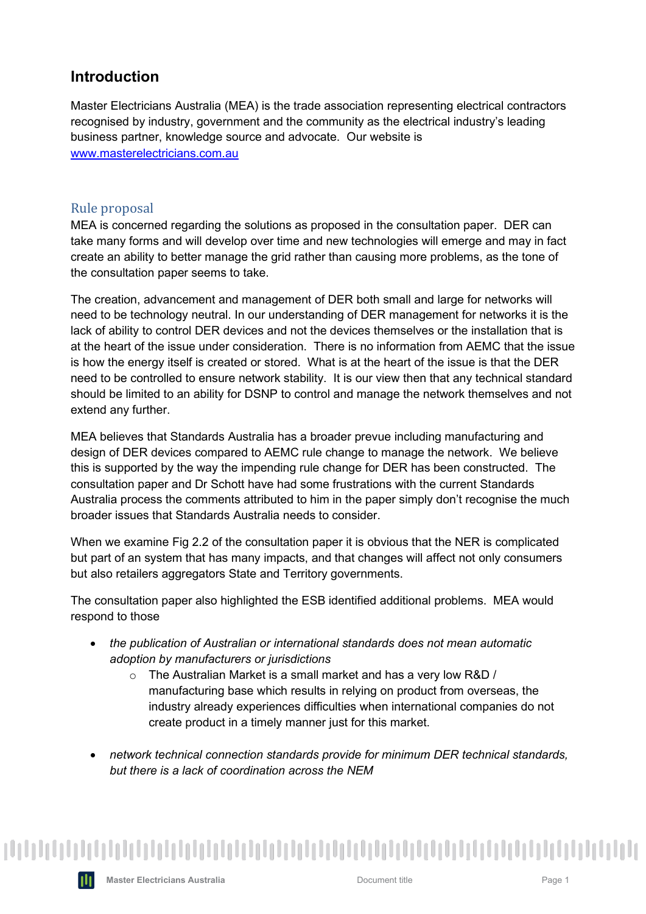## Introduction

Master Electricians Australia (MEA) is the trade association representing electrical contractors recognised by industry, government and the community as the electrical industry's leading business partner, knowledge source and advocate. Our website is [www.masterelectricians.com.au](www.masterelectricians.com.au)

### Rule proposal

MEA is concerned regarding the solutions as proposed in the consultation paper. DER can take many forms and will develop over time and new technologies will emerge and may in fact create an ability to better manage the grid rather than causing more problems, as the tone of the consultation paper seems to take.

The creation, advancement and management of DER both small and large for networks will need to be technology neutral. In our understanding of DER management for networks it is the lack of ability to control DER devices and not the devices themselves or the installation that is at the heart of the issue under consideration. There is no information from AEMC that the issue is how the energy itself is created or stored. What is at the heart of the issue is that the DER need to be controlled to ensure network stability. It is our view then that any technical standard should be limited to an ability for DSNP to control and manage the network themselves and not extend any further.

MEA believes that Standards Australia has a broader prevue including manufacturing and design of DER devices compared to AEMC rule change to manage the network. We believe this is supported by the way the impending rule change for DER has been constructed. The consultation paper and Dr Schott have had some frustrations with the current Standards Australia process the comments attributed to him in the paper simply don't recognise the much broader issues that Standards Australia needs to consider.

When we examine Fig 2.2 of the consultation paper it is obvious that the NER is complicated but part of an system that has many impacts, and that changes will affect not only consumers but also retailers aggregators State and Territory governments.

The consultation paper also highlighted the ESB identified additional problems. MEA would respond to those

- *the publication of Australian or international standards does not mean automatic adoption by manufacturers or jurisdictions*
  - The Australian Market is a small market and has a very low R&D / manufacturing base which results in relying on product from overseas, the industry already experiences difficulties when international companies do not create product in a timely manner just for this market.

- *network technical connection standards provide for minimum DER technical standards, but there is a lack of coordination across the NEM*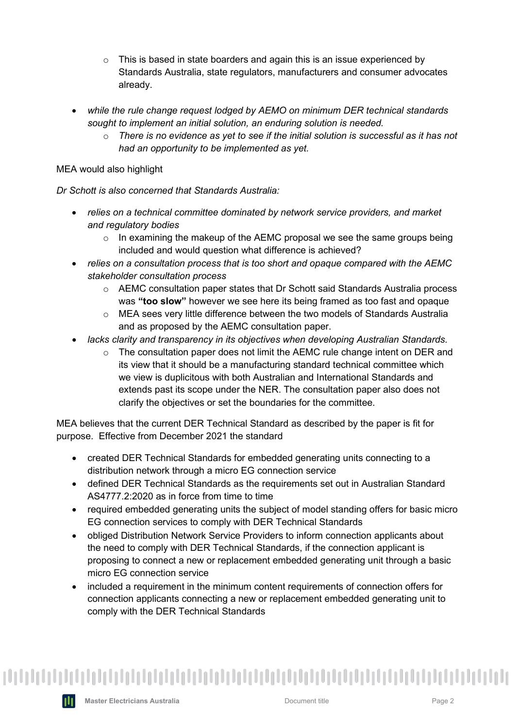- This is based in state boarders and again this is an issue experienced by Standards Australia, state regulators, manufacturers and consumer advocates already.

- *while the rule change request lodged by AEMO on minimum DER technical standards sought to implement an initial solution, an enduring solution is needed.*
    - *There is no evidence as yet to see if the initial solution is successful as it has not had an opportunity to be implemented as yet.*

MEA would also highlight

*Dr Schott is also concerned that Standards Australia:*

- *relies on a technical committee dominated by network service providers, and market and regulatory bodies*
    - In examining the makeup of the AEMC proposal we see the same groups being included and would question what difference is achieved?
- *relies on a consultation process that is too short and opaque compared with the AEMC stakeholder consultation process*
    - AEMC consultation paper states that Dr Schott said Standards Australia process was **"too slow"** however we see here its being framed as too fast and opaque
    - MEA sees very little difference between the two models of Standards Australia and as proposed by the AEMC consultation paper.
- *lacks clarity and transparency in its objectives when developing Australian Standards.*
    - The consultation paper does not limit the AEMC rule change intent on DER and its view that it should be a manufacturing standard technical committee which we view is duplicitous with both Australian and International Standards and extends past its scope under the NER. The consultation paper also does not clarify the objectives or set the boundaries for the committee.

MEA believes that the current DER Technical Standard as described by the paper is fit for purpose. Effective from December 2021 the standard

- created DER Technical Standards for embedded generating units connecting to a distribution network through a micro EG connection service
- defined DER Technical Standards as the requirements set out in Australian Standard AS4777.2:2020 as in force from time to time
- required embedded generating units the subject of model standing offers for basic micro EG connection services to comply with DER Technical Standards
- obliged Distribution Network Service Providers to inform connection applicants about the need to comply with DER Technical Standards, if the connection applicant is proposing to connect a new or replacement embedded generating unit through a basic micro EG connection service
- included a requirement in the minimum content requirements of connection offers for connection applicants connecting a new or replacement embedded generating unit to comply with the DER Technical Standards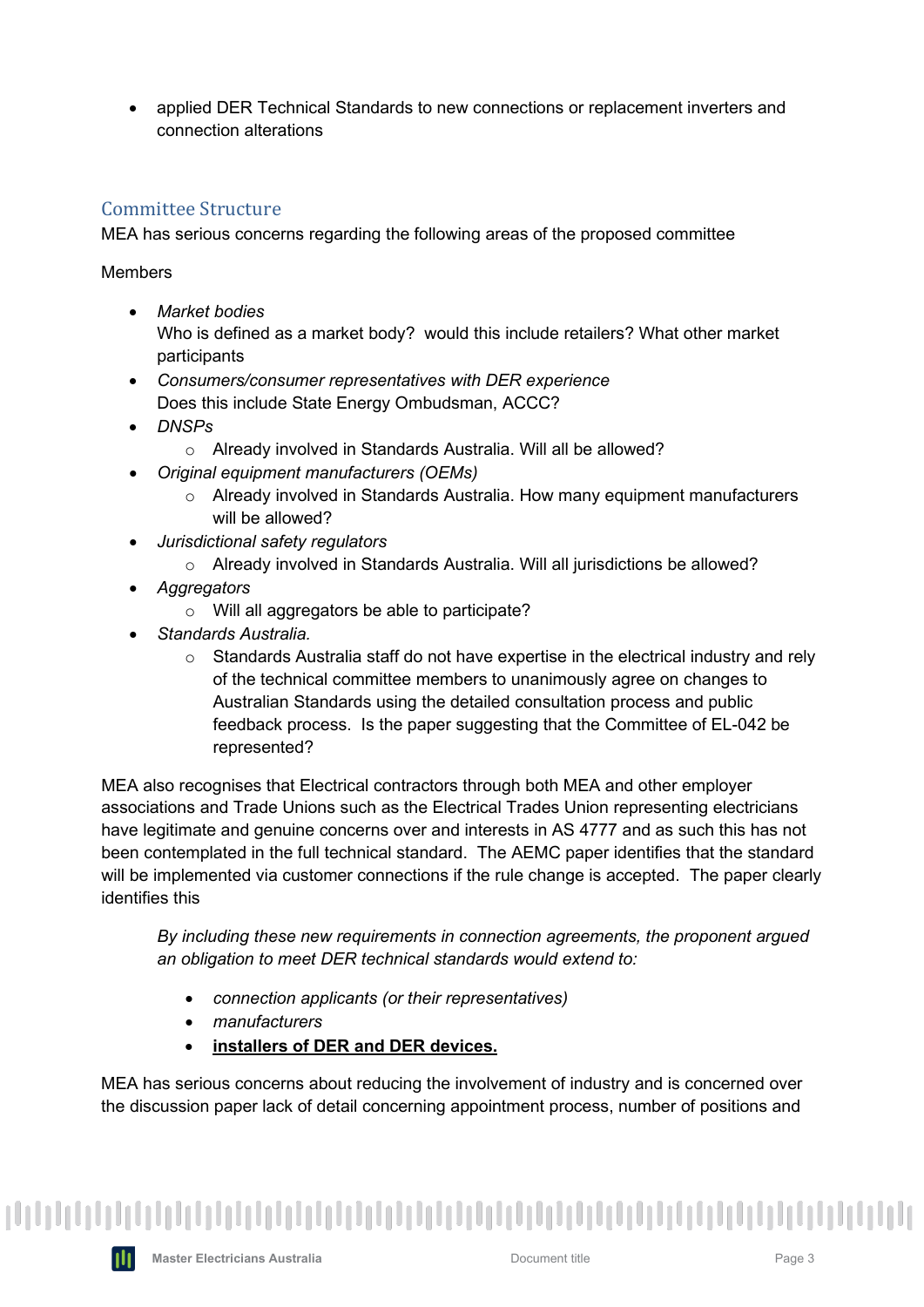- applied DER Technical Standards to new connections or replacement inverters and connection alterations

## Committee Structure

MEA has serious concerns regarding the following areas of the proposed committee

Members

- *Market bodies*
  Who is defined as a market body? would this include retailers? What other market participants
- *Consumers/consumer representatives with DER experience*
  Does this include State Energy Ombudsman, ACCC?
- *DNSPs*
  - Already involved in Standards Australia. Will all be allowed?
- *Original equipment manufacturers (OEMs)*
  - Already involved in Standards Australia. How many equipment manufacturers will be allowed?
- *Jurisdictional safety regulators*
  - Already involved in Standards Australia. Will all jurisdictions be allowed?
- *Aggregators*
  - Will all aggregators be able to participate?
- *Standards Australia.*
  - Standards Australia staff do not have expertise in the electrical industry and rely of the technical committee members to unanimously agree on changes to Australian Standards using the detailed consultation process and public feedback process. Is the paper suggesting that the Committee of EL-042 be represented?

MEA also recognises that Electrical contractors through both MEA and other employer associations and Trade Unions such as the Electrical Trades Union representing electricians have legitimate and genuine concerns over and interests in AS 4777 and as such this has not been contemplated in the full technical standard. The AEMC paper identifies that the standard will be implemented via customer connections if the rule change is accepted. The paper clearly identifies this

> *By including these new requirements in connection agreements, the proponent argued an obligation to meet DER technical standards would extend to:*
>
> - *connection applicants (or their representatives)*
> - *manufacturers*
> - ***installers of DER and DER devices.***

MEA has serious concerns about reducing the involvement of industry and is concerned over the discussion paper lack of detail concerning appointment process, number of positions and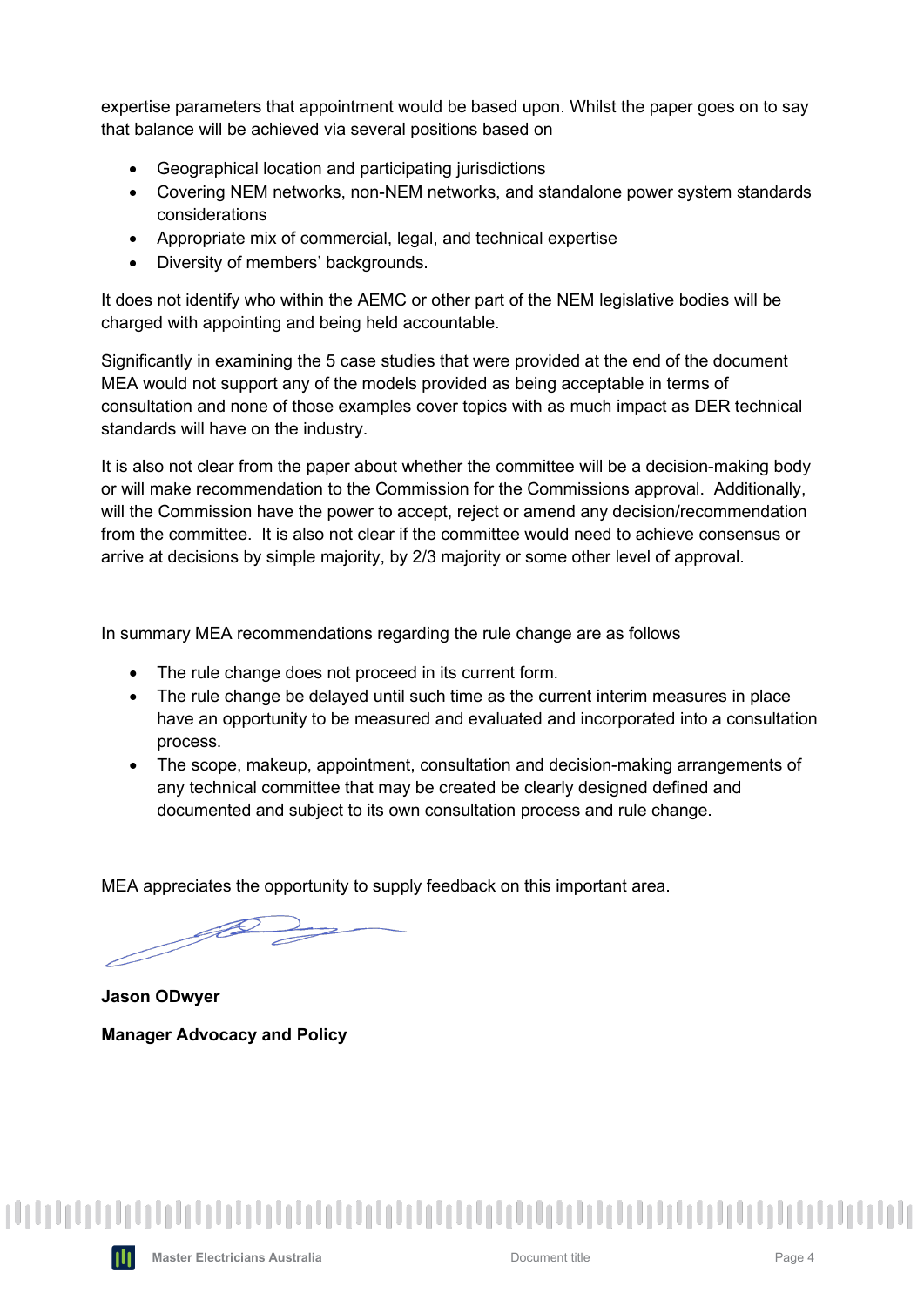expertise parameters that appointment would be based upon. Whilst the paper goes on to say that balance will be achieved via several positions based on

- Geographical location and participating jurisdictions
- Covering NEM networks, non-NEM networks, and standalone power system standards considerations
- Appropriate mix of commercial, legal, and technical expertise
- Diversity of members' backgrounds.

It does not identify who within the AEMC or other part of the NEM legislative bodies will be charged with appointing and being held accountable.

Significantly in examining the 5 case studies that were provided at the end of the document MEA would not support any of the models provided as being acceptable in terms of consultation and none of those examples cover topics with as much impact as DER technical standards will have on the industry.

It is also not clear from the paper about whether the committee will be a decision-making body or will make recommendation to the Commission for the Commissions approval. Additionally, will the Commission have the power to accept, reject or amend any decision/recommendation from the committee. It is also not clear if the committee would need to achieve consensus or arrive at decisions by simple majority, by 2/3 majority or some other level of approval.

In summary MEA recommendations regarding the rule change are as follows

- The rule change does not proceed in its current form.
- The rule change be delayed until such time as the current interim measures in place have an opportunity to be measured and evaluated and incorporated into a consultation process.
- The scope, makeup, appointment, consultation and decision-making arrangements of any technical committee that may be created be clearly designed defined and documented and subject to its own consultation process and rule change.

MEA appreciates the opportunity to supply feedback on this important area.

**Jason ODwyer**

**Manager Advocacy and Policy**